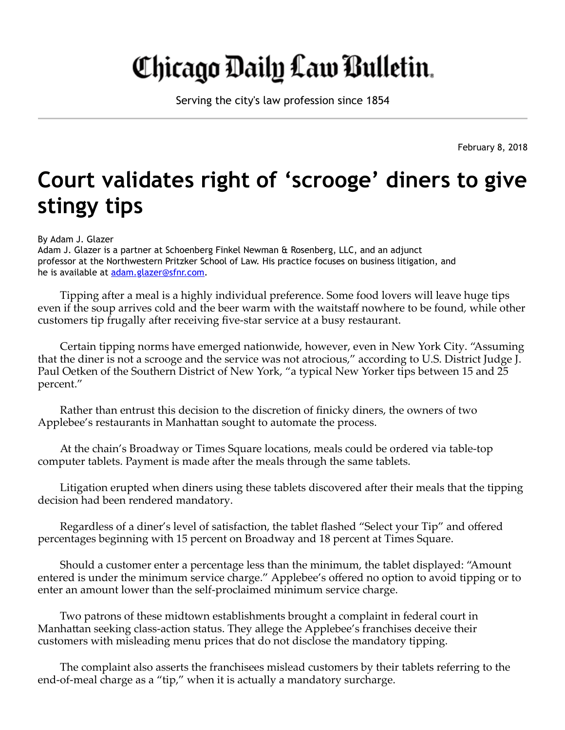# Chicago Daily Law Bulletin.

Serving the city's law profession since 1854

February 8, 2018

# Court validates right of 'scrooge' diners to give stingy tips

By Adam J. Glazer
Adam J. Glazer is a partner at Schoenberg Finkel Newman & Rosenberg, LLC, and an adjunct professor at the Northwestern Pritzker School of Law. His practice focuses on business litigation, and he is available at [adam.glazer@sfnr.com](mailto:adam.glazer@sfnr.com).

Tipping after a meal is a highly individual preference. Some food lovers will leave huge tips even if the soup arrives cold and the beer warm with the waitstaff nowhere to be found, while other customers tip frugally after receiving five-star service at a busy restaurant.

Certain tipping norms have emerged nationwide, however, even in New York City. "Assuming that the diner is not a scrooge and the service was not atrocious," according to U.S. District Judge J. Paul Oetken of the Southern District of New York, "a typical New Yorker tips between 15 and 25 percent."

Rather than entrust this decision to the discretion of finicky diners, the owners of two Applebee's restaurants in Manhattan sought to automate the process.

At the chain's Broadway or Times Square locations, meals could be ordered via table-top computer tablets. Payment is made after the meals through the same tablets.

Litigation erupted when diners using these tablets discovered after their meals that the tipping decision had been rendered mandatory.

Regardless of a diner's level of satisfaction, the tablet flashed "Select your Tip" and offered percentages beginning with 15 percent on Broadway and 18 percent at Times Square.

Should a customer enter a percentage less than the minimum, the tablet displayed: "Amount entered is under the minimum service charge." Applebee's offered no option to avoid tipping or to enter an amount lower than the self-proclaimed minimum service charge.

Two patrons of these midtown establishments brought a complaint in federal court in Manhattan seeking class-action status. They allege the Applebee's franchises deceive their customers with misleading menu prices that do not disclose the mandatory tipping.

The complaint also asserts the franchisees mislead customers by their tablets referring to the end-of-meal charge as a "tip," when it is actually a mandatory surcharge.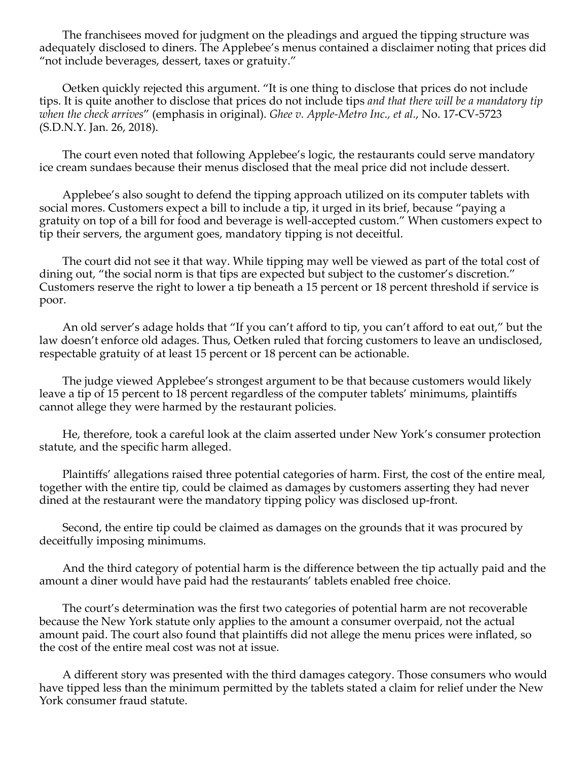The franchisees moved for judgment on the pleadings and argued the tipping structure was adequately disclosed to diners. The Applebee's menus contained a disclaimer noting that prices did "not include beverages, dessert, taxes or gratuity."

Oetken quickly rejected this argument. "It is one thing to disclose that prices do not include tips. It is quite another to disclose that prices do not include tips *and that there will be a mandatory tip when the check arrives*" (emphasis in original). *Ghee v. Apple-Metro Inc., et al.*, No. 17-CV-5723 (S.D.N.Y. Jan. 26, 2018).

The court even noted that following Applebee's logic, the restaurants could serve mandatory ice cream sundaes because their menus disclosed that the meal price did not include dessert.

Applebee's also sought to defend the tipping approach utilized on its computer tablets with social mores. Customers expect a bill to include a tip, it urged in its brief, because "paying a gratuity on top of a bill for food and beverage is well-accepted custom." When customers expect to tip their servers, the argument goes, mandatory tipping is not deceitful.

The court did not see it that way. While tipping may well be viewed as part of the total cost of dining out, "the social norm is that tips are expected but subject to the customer's discretion." Customers reserve the right to lower a tip beneath a 15 percent or 18 percent threshold if service is poor.

An old server's adage holds that "If you can't afford to tip, you can't afford to eat out," but the law doesn't enforce old adages. Thus, Oetken ruled that forcing customers to leave an undisclosed, respectable gratuity of at least 15 percent or 18 percent can be actionable.

The judge viewed Applebee's strongest argument to be that because customers would likely leave a tip of 15 percent to 18 percent regardless of the computer tablets' minimums, plaintiffs cannot allege they were harmed by the restaurant policies.

He, therefore, took a careful look at the claim asserted under New York's consumer protection statute, and the specific harm alleged.

Plaintiffs' allegations raised three potential categories of harm. First, the cost of the entire meal, together with the entire tip, could be claimed as damages by customers asserting they had never dined at the restaurant were the mandatory tipping policy was disclosed up-front.

Second, the entire tip could be claimed as damages on the grounds that it was procured by deceitfully imposing minimums.

And the third category of potential harm is the difference between the tip actually paid and the amount a diner would have paid had the restaurants' tablets enabled free choice.

The court's determination was the first two categories of potential harm are not recoverable because the New York statute only applies to the amount a consumer overpaid, not the actual amount paid. The court also found that plaintiffs did not allege the menu prices were inflated, so the cost of the entire meal cost was not at issue.

A different story was presented with the third damages category. Those consumers who would have tipped less than the minimum permitted by the tablets stated a claim for relief under the New York consumer fraud statute.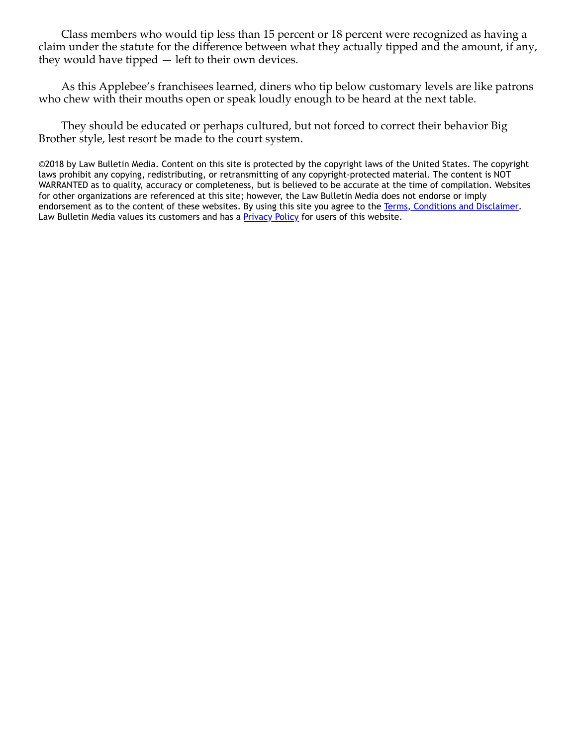Class members who would tip less than 15 percent or 18 percent were recognized as having a claim under the statute for the difference between what they actually tipped and the amount, if any, they would have tipped — left to their own devices.

As this Applebee's franchisees learned, diners who tip below customary levels are like patrons who chew with their mouths open or speak loudly enough to be heard at the next table.

They should be educated or perhaps cultured, but not forced to correct their behavior Big Brother style, lest resort be made to the court system.

©2018 by Law Bulletin Media. Content on this site is protected by the copyright laws of the United States. The copyright laws prohibit any copying, redistributing, or retransmitting of any copyright-protected material. The content is NOT WARRANTED as to quality, accuracy or completeness, but is believed to be accurate at the time of compilation. Websites for other organizations are referenced at this site; however, the Law Bulletin Media does not endorse or imply endorsement as to the content of these websites. By using this site you agree to the Terms, Conditions and Disclaimer. Law Bulletin Media values its customers and has a Privacy Policy for users of this website.